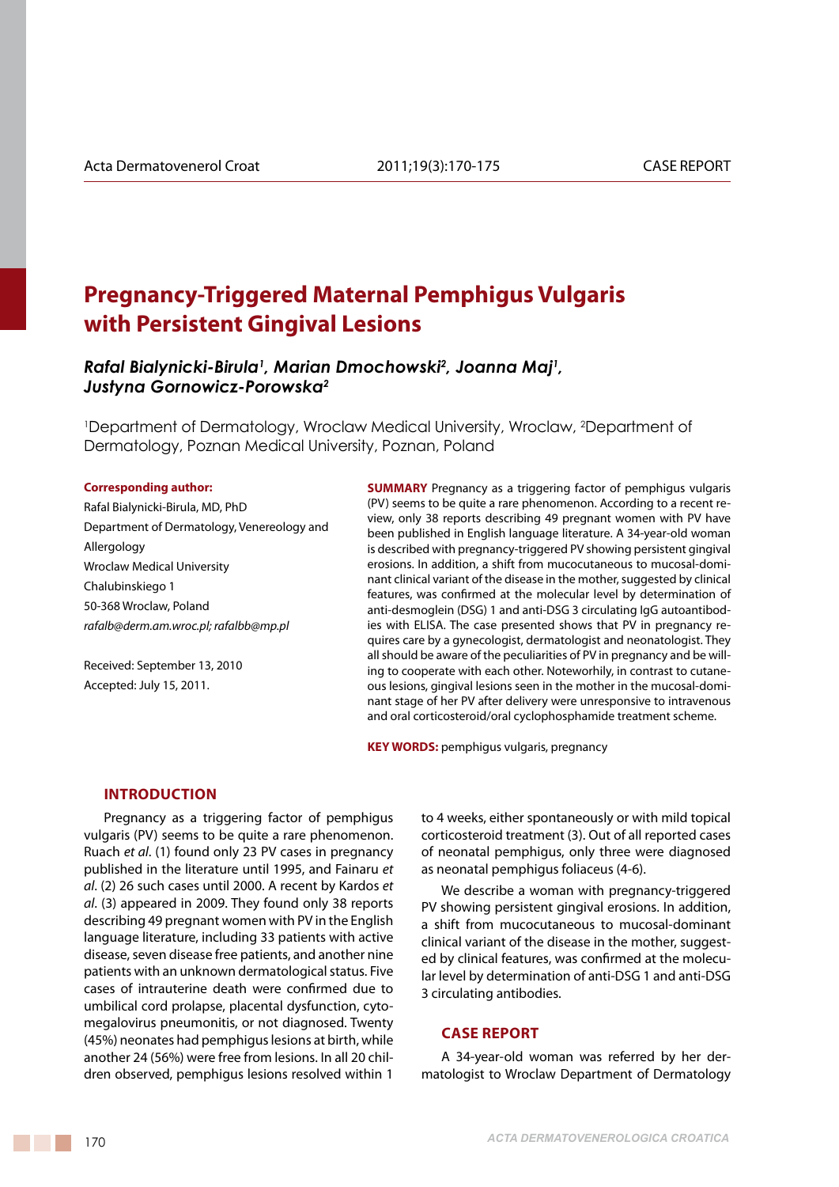# Pregnancy-Triggered Maternal Pemphigus Vulgaris with Persistent Gingival Lesions

***Rafal Bialynicki-Birula[1], Marian Dmochowski[2], Joanna Maj[1], Justyna Gornowicz-Porowska[2]***

[1]Department of Dermatology, Wroclaw Medical University, Wroclaw, [2]Department of Dermatology, Poznan Medical University, Poznan, Poland

**Corresponding author:**

Rafal Bialynicki-Birula, MD, PhD
Department of Dermatology, Venereology and Allergology
Wroclaw Medical University
Chalubinskiego 1
50-368 Wroclaw, Poland
*rafalb@derm.am.wroc.pl; rafalbb@mp.pl*

Received: September 13, 2010
Accepted: July 15, 2011.

**SUMMARY** Pregnancy as a triggering factor of pemphigus vulgaris (PV) seems to be quite a rare phenomenon. According to a recent review, only 38 reports describing 49 pregnant women with PV have been published in English language literature. A 34-year-old woman is described with pregnancy-triggered PV showing persistent gingival erosions. In addition, a shift from mucocutaneous to mucosal-dominant clinical variant of the disease in the mother, suggested by clinical features, was confirmed at the molecular level by determination of anti-desmoglein (DSG) 1 and anti-DSG 3 circulating IgG autoantibodies with ELISA. The case presented shows that PV in pregnancy requires care by a gynecologist, dermatologist and neonatologist. They all should be aware of the peculiarities of PV in pregnancy and be willing to cooperate with each other. Noteworhily, in contrast to cutaneous lesions, gingival lesions seen in the mother in the mucosal-dominant stage of her PV after delivery were unresponsive to intravenous and oral corticosteroid/oral cyclophosphamide treatment scheme.

**KEY WORDS:** pemphigus vulgaris, pregnancy

## INTRODUCTION

Pregnancy as a triggering factor of pemphigus vulgaris (PV) seems to be quite a rare phenomenon. Ruach *et al*. (1) found only 23 PV cases in pregnancy published in the literature until 1995, and Fainaru *et al*. (2) 26 such cases until 2000. A recent by Kardos *et al*. (3) appeared in 2009. They found only 38 reports describing 49 pregnant women with PV in the English language literature, including 33 patients with active disease, seven disease free patients, and another nine patients with an unknown dermatological status. Five cases of intrauterine death were confirmed due to umbilical cord prolapse, placental dysfunction, cytomegalovirus pneumonitis, or not diagnosed. Twenty (45%) neonates had pemphigus lesions at birth, while another 24 (56%) were free from lesions. In all 20 children observed, pemphigus lesions resolved within 1 to 4 weeks, either spontaneously or with mild topical corticosteroid treatment (3). Out of all reported cases of neonatal pemphigus, only three were diagnosed as neonatal pemphigus foliaceus (4-6).

We describe a woman with pregnancy-triggered PV showing persistent gingival erosions. In addition, a shift from mucocutaneous to mucosal-dominant clinical variant of the disease in the mother, suggested by clinical features, was confirmed at the molecular level by determination of anti-DSG 1 and anti-DSG 3 circulating antibodies.

## CASE REPORT

A 34-year-old woman was referred by her dermatologist to Wroclaw Department of Dermatology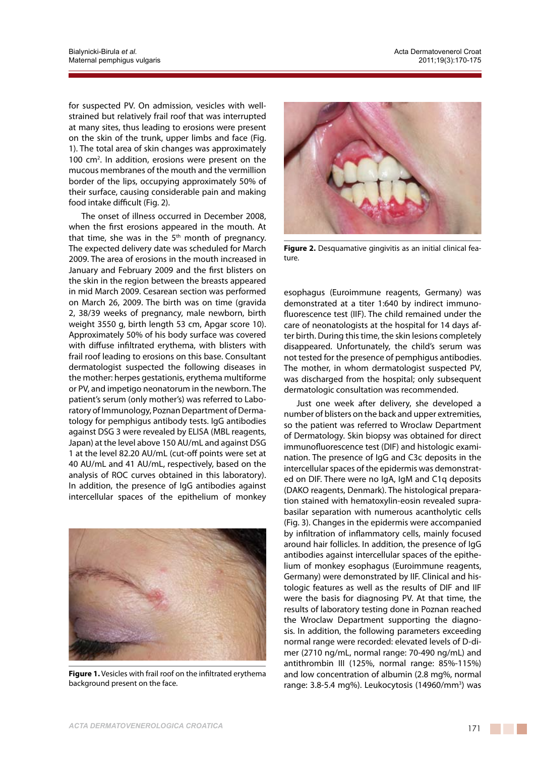for suspected PV. On admission, vesicles with well-strained but relatively frail roof that was interrupted at many sites, thus leading to erosions were present on the skin of the trunk, upper limbs and face (Fig. 1). The total area of skin changes was approximately 100 $cm^2$. In addition, erosions were present on the mucous membranes of the mouth and the vermillion border of the lips, occupying approximately 50% of their surface, causing considerable pain and making food intake difficult (Fig. 2).

The onset of illness occurred in December 2008, when the first erosions appeared in the mouth. At that time, she was in the 5th month of pregnancy. The expected delivery date was scheduled for March 2009. The area of erosions in the mouth increased in January and February 2009 and the first blisters on the skin in the region between the breasts appeared in mid March 2009. Cesarean section was performed on March 26, 2009. The birth was on time (gravida 2, 38/39 weeks of pregnancy, male newborn, birth weight 3550 g, birth length 53 cm, Apgar score 10). Approximately 50% of his body surface was covered with diffuse infiltrated erythema, with blisters with frail roof leading to erosions on this base. Consultant dermatologist suspected the following diseases in the mother: herpes gestationis, erythema multiforme or PV, and impetigo neonatorum in the newborn. The patient's serum (only mother's) was referred to Laboratory of Immunology, Poznan Department of Dermatology for pemphigus antibody tests. IgG antibodies against DSG 3 were revealed by ELISA (MBL reagents, Japan) at the level above 150 AU/mL and against DSG 1 at the level 82.20 AU/mL (cut-off points were set at 40 AU/mL and 41 AU/mL, respectively, based on the analysis of ROC curves obtained in this laboratory). In addition, the presence of IgG antibodies against intercellular spaces of the epithelium of monkey esophagus (Euroimmune reagents, Germany) was demonstrated at a titer 1:640 by indirect immunofluorescence test (IIF). The child remained under the care of neonatologists at the hospital for 14 days after birth. During this time, the skin lesions completely disappeared. Unfortunately, the child's serum was not tested for the presence of pemphigus antibodies. The mother, in whom dermatologist suspected PV, was discharged from the hospital; only subsequent dermatologic consultation was recommended.

**Figure 1.** Vesicles with frail roof on the infiltrated erythema background present on the face.

**Figure 2.** Desquamative gingivitis as an initial clinical feature.

Just one week after delivery, she developed a number of blisters on the back and upper extremities, so the patient was referred to Wroclaw Department of Dermatology. Skin biopsy was obtained for direct immunofluorescence test (DIF) and histologic examination. The presence of IgG and C3c deposits in the intercellular spaces of the epidermis was demonstrated on DIF. There were no IgA, IgM and C1q deposits (DAKO reagents, Denmark). The histological preparation stained with hematoxylin-eosin revealed suprabasilar separation with numerous acantholytic cells (Fig. 3). Changes in the epidermis were accompanied by infiltration of inflammatory cells, mainly focused around hair follicles. In addition, the presence of IgG antibodies against intercellular spaces of the epithelium of monkey esophagus (Euroimmune reagents, Germany) were demonstrated by IIF. Clinical and histologic features as well as the results of DIF and IIF were the basis for diagnosing PV. At that time, the results of laboratory testing done in Poznan reached the Wroclaw Department supporting the diagnosis. In addition, the following parameters exceeding normal range were recorded: elevated levels of D-dimer (2710 ng/mL, normal range: 70-490 ng/mL) and antithrombin III (125%, normal range: 85%-115%) and low concentration of albumin (2.8 mg%, normal range: 3.8-5.4 mg%). Leukocytosis (14960/$mm^3$) was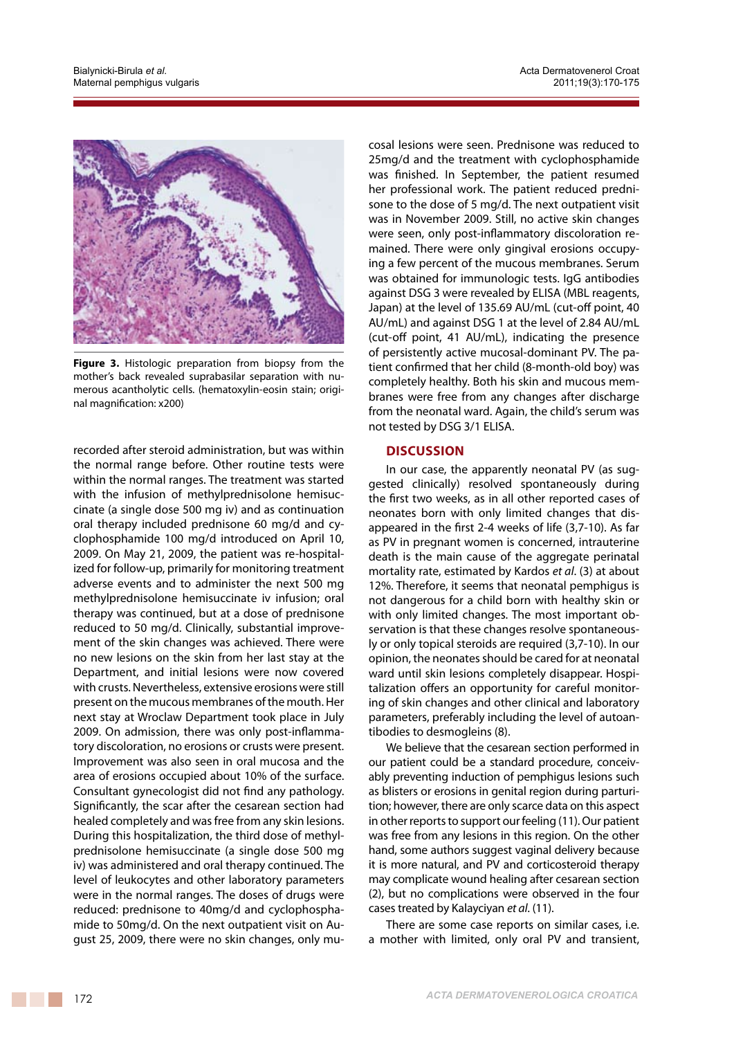Figure 3. Histologic preparation from biopsy from the mother's back revealed suprabasilar separation with numerous acantholytic cells. (hematoxylin-eosin stain; original magnification: x200)

recorded after steroid administration, but was within the normal range before. Other routine tests were within the normal ranges. The treatment was started with the infusion of methylprednisolone hemisuccinate (a single dose 500 mg iv) and as continuation oral therapy included prednisone 60 mg/d and cyclophosphamide 100 mg/d introduced on April 10, 2009. On May 21, 2009, the patient was re-hospitalized for follow-up, primarily for monitoring treatment adverse events and to administer the next 500 mg methylprednisolone hemisuccinate iv infusion; oral therapy was continued, but at a dose of prednisone reduced to 50 mg/d. Clinically, substantial improvement of the skin changes was achieved. There were no new lesions on the skin from her last stay at the Department, and initial lesions were now covered with crusts. Nevertheless, extensive erosions were still present on the mucous membranes of the mouth. Her next stay at Wroclaw Department took place in July 2009. On admission, there was only post-inflammatory discoloration, no erosions or crusts were present. Improvement was also seen in oral mucosa and the area of erosions occupied about 10% of the surface. Consultant gynecologist did not find any pathology. Significantly, the scar after the cesarean section had healed completely and was free from any skin lesions. During this hospitalization, the third dose of methylprednisolone hemisuccinate (a single dose 500 mg iv) was administered and oral therapy continued. The level of leukocytes and other laboratory parameters were in the normal ranges. The doses of drugs were reduced: prednisone to 40mg/d and cyclophosphamide to 50mg/d. On the next outpatient visit on August 25, 2009, there were no skin changes, only mucosal lesions were seen. Prednisone was reduced to 25mg/d and the treatment with cyclophosphamide was finished. In September, the patient resumed her professional work. The patient reduced prednisone to the dose of 5 mg/d. The next outpatient visit was in November 2009. Still, no active skin changes were seen, only post-inflammatory discoloration remained. There were only gingival erosions occupying a few percent of the mucous membranes. Serum was obtained for immunologic tests. IgG antibodies against DSG 3 were revealed by ELISA (MBL reagents, Japan) at the level of 135.69 AU/mL (cut-off point, 40 AU/mL) and against DSG 1 at the level of 2.84 AU/mL (cut-off point, 41 AU/mL), indicating the presence of persistently active mucosal-dominant PV. The patient confirmed that her child (8-month-old boy) was completely healthy. Both his skin and mucous membranes were free from any changes after discharge from the neonatal ward. Again, the child's serum was not tested by DSG 3/1 ELISA.

## DISCUSSION

In our case, the apparently neonatal PV (as suggested clinically) resolved spontaneously during the first two weeks, as in all other reported cases of neonates born with only limited changes that disappeared in the first 2-4 weeks of life (3,7-10). As far as PV in pregnant women is concerned, intrauterine death is the main cause of the aggregate perinatal mortality rate, estimated by Kardos *et al.* (3) at about 12%. Therefore, it seems that neonatal pemphigus is not dangerous for a child born with healthy skin or with only limited changes. The most important observation is that these changes resolve spontaneously or only topical steroids are required (3,7-10). In our opinion, the neonates should be cared for at neonatal ward until skin lesions completely disappear. Hospitalization offers an opportunity for careful monitoring of skin changes and other clinical and laboratory parameters, preferably including the level of autoantibodies to desmogleins (8).

We believe that the cesarean section performed in our patient could be a standard procedure, conceivably preventing induction of pemphigus lesions such as blisters or erosions in genital region during parturition; however, there are only scarce data on this aspect in other reports to support our feeling (11). Our patient was free from any lesions in this region. On the other hand, some authors suggest vaginal delivery because it is more natural, and PV and corticosteroid therapy may complicate wound healing after cesarean section (2), but no complications were observed in the four cases treated by Kalayciyan *et al.* (11).

There are some case reports on similar cases, i.e. a mother with limited, only oral PV and transient,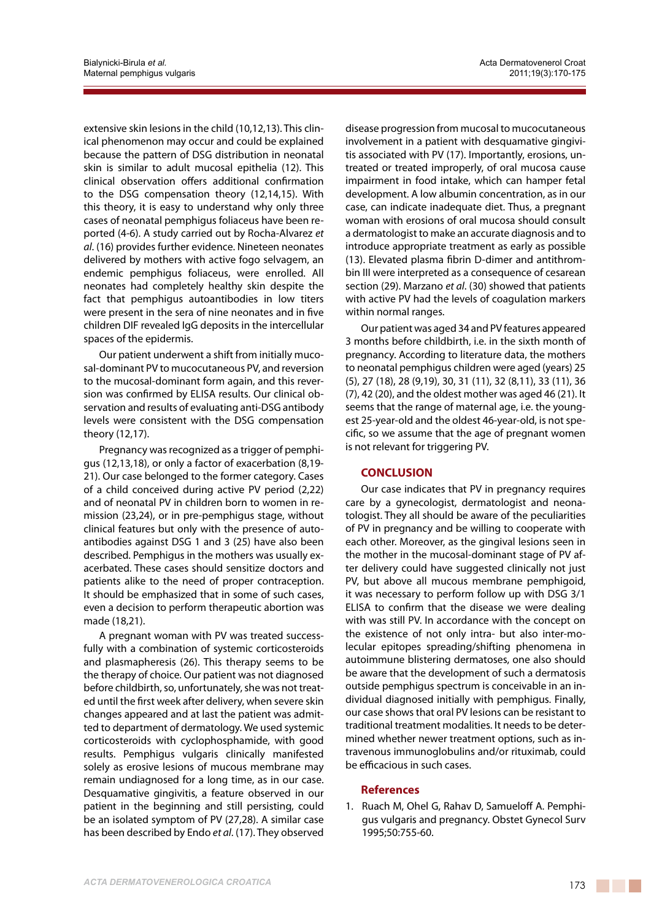extensive skin lesions in the child (10,12,13). This clinical phenomenon may occur and could be explained because the pattern of DSG distribution in neonatal skin is similar to adult mucosal epithelia (12). This clinical observation offers additional confirmation to the DSG compensation theory (12,14,15). With this theory, it is easy to understand why only three cases of neonatal pemphigus foliaceus have been reported (4-6). A study carried out by Rocha-Alvarez *et al*. (16) provides further evidence. Nineteen neonates delivered by mothers with active fogo selvagem, an endemic pemphigus foliaceus, were enrolled. All neonates had completely healthy skin despite the fact that pemphigus autoantibodies in low titers were present in the sera of nine neonates and in five children DIF revealed IgG deposits in the intercellular spaces of the epidermis.

Our patient underwent a shift from initially mucosal-dominant PV to mucocutaneous PV, and reversion to the mucosal-dominant form again, and this reversion was confirmed by ELISA results. Our clinical observation and results of evaluating anti-DSG antibody levels were consistent with the DSG compensation theory (12,17).

Pregnancy was recognized as a trigger of pemphigus (12,13,18), or only a factor of exacerbation (8,19-21). Our case belonged to the former category. Cases of a child conceived during active PV period (2,22) and of neonatal PV in children born to women in remission (23,24), or in pre-pemphigus stage, without clinical features but only with the presence of autoantibodies against DSG 1 and 3 (25) have also been described. Pemphigus in the mothers was usually exacerbated. These cases should sensitize doctors and patients alike to the need of proper contraception. It should be emphasized that in some of such cases, even a decision to perform therapeutic abortion was made (18,21).

A pregnant woman with PV was treated successfully with a combination of systemic corticosteroids and plasmapheresis (26). This therapy seems to be the therapy of choice. Our patient was not diagnosed before childbirth, so, unfortunately, she was not treated until the first week after delivery, when severe skin changes appeared and at last the patient was admitted to department of dermatology. We used systemic corticosteroids with cyclophosphamide, with good results. Pemphigus vulgaris clinically manifested solely as erosive lesions of mucous membrane may remain undiagnosed for a long time, as in our case. Desquamative gingivitis, a feature observed in our patient in the beginning and still persisting, could be an isolated symptom of PV (27,28). A similar case has been described by Endo *et al*. (17). They observed disease progression from mucosal to mucocutaneous involvement in a patient with desquamative gingivitis associated with PV (17). Importantly, erosions, untreated or treated improperly, of oral mucosa cause impairment in food intake, which can hamper fetal development. A low albumin concentration, as in our case, can indicate inadequate diet. Thus, a pregnant woman with erosions of oral mucosa should consult a dermatologist to make an accurate diagnosis and to introduce appropriate treatment as early as possible (13). Elevated plasma fibrin D-dimer and antithrombin III were interpreted as a consequence of cesarean section (29). Marzano *et al*. (30) showed that patients with active PV had the levels of coagulation markers within normal ranges.

Our patient was aged 34 and PV features appeared 3 months before childbirth, i.e. in the sixth month of pregnancy. According to literature data, the mothers to neonatal pemphigus children were aged (years) 25 (5), 27 (18), 28 (9,19), 30, 31 (11), 32 (8,11), 33 (11), 36 (7), 42 (20), and the oldest mother was aged 46 (21). It seems that the range of maternal age, i.e. the youngest 25-year-old and the oldest 46-year-old, is not specific, so we assume that the age of pregnant women is not relevant for triggering PV.

## CONCLUSION

Our case indicates that PV in pregnancy requires care by a gynecologist, dermatologist and neonatologist. They all should be aware of the peculiarities of PV in pregnancy and be willing to cooperate with each other. Moreover, as the gingival lesions seen in the mother in the mucosal-dominant stage of PV after delivery could have suggested clinically not just PV, but above all mucous membrane pemphigoid, it was necessary to perform follow up with DSG 3/1 ELISA to confirm that the disease we were dealing with was still PV. In accordance with the concept on the existence of not only intra- but also inter-molecular epitopes spreading/shifting phenomena in autoimmune blistering dermatoses, one also should be aware that the development of such a dermatosis outside pemphigus spectrum is conceivable in an individual diagnosed initially with pemphigus. Finally, our case shows that oral PV lesions can be resistant to traditional treatment modalities. It needs to be determined whether newer treatment options, such as intravenous immunoglobulins and/or rituximab, could be efficacious in such cases.

## References

1. Ruach M, Ohel G, Rahav D, Samueloff A. Pemphigus vulgaris and pregnancy. Obstet Gynecol Surv 1995;50:755-60.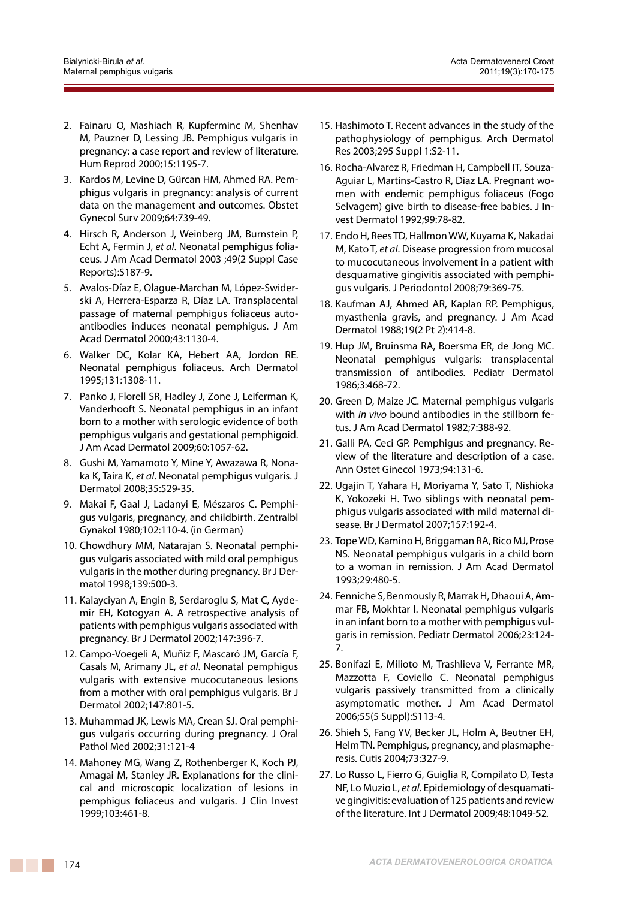2. Fainaru O, Mashiach R, Kupferminc M, Shenhav M, Pauzner D, Lessing JB. Pemphigus vulgaris in pregnancy: a case report and review of literature. Hum Reprod 2000;15:1195-7.
3. Kardos M, Levine D, Gürcan HM, Ahmed RA. Pemphigus vulgaris in pregnancy: analysis of current data on the management and outcomes. Obstet Gynecol Surv 2009;64:739-49.
4. Hirsch R, Anderson J, Weinberg JM, Burnstein P, Echt A, Fermin J, *et al*. Neonatal pemphigus foliaceus. J Am Acad Dermatol 2003 ;49(2 Suppl Case Reports):S187-9.
5. Avalos-Díaz E, Olague-Marchan M, López-Swiderski A, Herrera-Esparza R, Díaz LA. Transplacental passage of maternal pemphigus foliaceus autoantibodies induces neonatal pemphigus. J Am Acad Dermatol 2000;43:1130-4.
6. Walker DC, Kolar KA, Hebert AA, Jordon RE. Neonatal pemphigus foliaceus. Arch Dermatol 1995;131:1308-11.
7. Panko J, Florell SR, Hadley J, Zone J, Leiferman K, Vanderhooft S. Neonatal pemphigus in an infant born to a mother with serologic evidence of both pemphigus vulgaris and gestational pemphigoid. J Am Acad Dermatol 2009;60:1057-62.
8. Gushi M, Yamamoto Y, Mine Y, Awazawa R, Nonaka K, Taira K, *et al*. Neonatal pemphigus vulgaris. J Dermatol 2008;35:529-35.
9. Makai F, Gaal J, Ladanyi E, Mészaros C. Pemphigus vulgaris, pregnancy, and childbirth. Zentralbl Gynakol 1980;102:110-4. (in German)
10. Chowdhury MM, Natarajan S. Neonatal pemphigus vulgaris associated with mild oral pemphigus vulgaris in the mother during pregnancy. Br J Dermatol 1998;139:500-3.
11. Kalayciyan A, Engin B, Serdaroglu S, Mat C, Aydemir EH, Kotogyan A. A retrospective analysis of patients with pemphigus vulgaris associated with pregnancy. Br J Dermatol 2002;147:396-7.
12. Campo-Voegeli A, Muñiz F, Mascaró JM, García F, Casals M, Arimany JL, *et al*. Neonatal pemphigus vulgaris with extensive mucocutaneous lesions from a mother with oral pemphigus vulgaris. Br J Dermatol 2002;147:801-5.
13. Muhammad JK, Lewis MA, Crean SJ. Oral pemphigus vulgaris occurring during pregnancy. J Oral Pathol Med 2002;31:121-4
14. Mahoney MG, Wang Z, Rothenberger K, Koch PJ, Amagai M, Stanley JR. Explanations for the clinical and microscopic localization of lesions in pemphigus foliaceus and vulgaris. J Clin Invest 1999;103:461-8.
15. Hashimoto T. Recent advances in the study of the pathophysiology of pemphigus. Arch Dermatol Res 2003;295 Suppl 1:S2-11.
16. Rocha-Alvarez R, Friedman H, Campbell IT, Souza-Aguiar L, Martins-Castro R, Diaz LA. Pregnant women with endemic pemphigus foliaceus (Fogo Selvagem) give birth to disease-free babies. J Invest Dermatol 1992;99:78-82.
17. Endo H, Rees TD, Hallmon WW, Kuyama K, Nakadai M, Kato T, *et al*. Disease progression from mucosal to mucocutaneous involvement in a patient with desquamative gingivitis associated with pemphigus vulgaris. J Periodontol 2008;79:369-75.
18. Kaufman AJ, Ahmed AR, Kaplan RP. Pemphigus, myasthenia gravis, and pregnancy. J Am Acad Dermatol 1988;19(2 Pt 2):414-8.
19. Hup JM, Bruinsma RA, Boersma ER, de Jong MC. Neonatal pemphigus vulgaris: transplacental transmission of antibodies. Pediatr Dermatol 1986;3:468-72.
20. Green D, Maize JC. Maternal pemphigus vulgaris with *in vivo* bound antibodies in the stillborn fetus. J Am Acad Dermatol 1982;7:388-92.
21. Galli PA, Ceci GP. Pemphigus and pregnancy. Review of the literature and description of a case. Ann Ostet Ginecol 1973;94:131-6.
22. Ugajin T, Yahara H, Moriyama Y, Sato T, Nishioka K, Yokozeki H. Two siblings with neonatal pemphigus vulgaris associated with mild maternal disease. Br J Dermatol 2007;157:192-4.
23. Tope WD, Kamino H, Briggaman RA, Rico MJ, Prose NS. Neonatal pemphigus vulgaris in a child born to a woman in remission. J Am Acad Dermatol 1993;29:480-5.
24. Fenniche S, Benmously R, Marrak H, Dhaoui A, Ammar FB, Mokhtar I. Neonatal pemphigus vulgaris in an infant born to a mother with pemphigus vulgaris in remission. Pediatr Dermatol 2006;23:124-7.
25. Bonifazi E, Milioto M, Trashlieva V, Ferrante MR, Mazzotta F, Coviello C. Neonatal pemphigus vulgaris passively transmitted from a clinically asymptomatic mother. J Am Acad Dermatol 2006;55(5 Suppl):S113-4.
26. Shieh S, Fang YV, Becker JL, Holm A, Beutner EH, Helm TN. Pemphigus, pregnancy, and plasmapheresis. Cutis 2004;73:327-9.
27. Lo Russo L, Fierro G, Guiglia R, Compilato D, Testa NF, Lo Muzio L, *et al*. Epidemiology of desquamative gingivitis: evaluation of 125 patients and review of the literature. Int J Dermatol 2009;48:1049-52.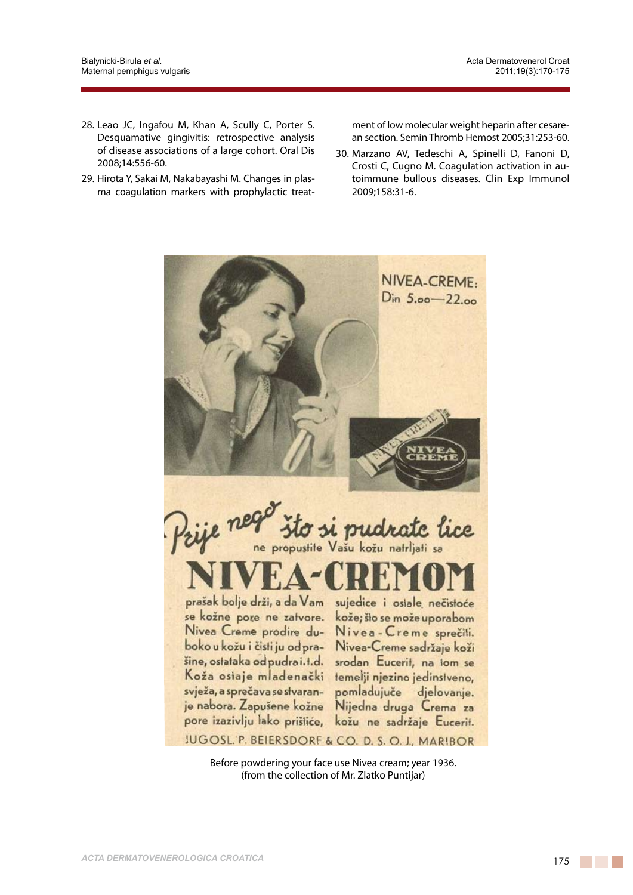28. Leao JC, Ingafou M, Khan A, Scully C, Porter S. Desquamative gingivitis: retrospective analysis of disease associations of a large cohort. Oral Dis 2008;14:556-60.
29. Hirota Y, Sakai M, Nakabayashi M. Changes in plasma coagulation markers with prophylactic treatment of low molecular weight heparin after cesarean section. Semin Thromb Hemost 2005;31:253-60.
30. Marzano AV, Tedeschi A, Spinelli D, Fanoni D, Crosti C, Cugno M. Coagulation activation in autoimmune bullous diseases. Clin Exp Immunol 2009;158:31-6.

Before powdering your face use Nivea cream; year 1936.
(from the collection of Mr. Zlatko Puntijar)